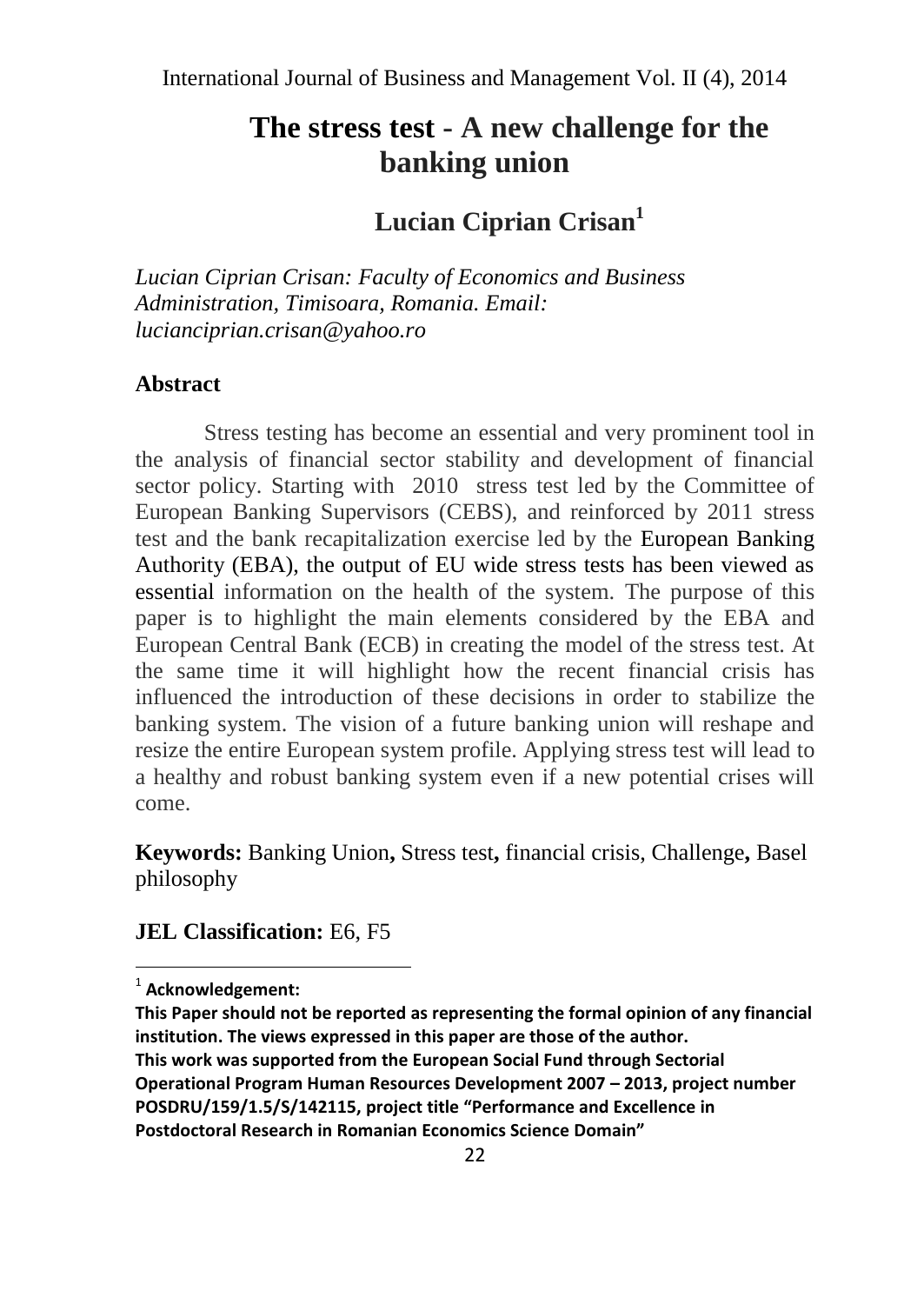# The stress test - A new challenge for the banking union

## Lucian Ciprian Crisan[1]

*Lucian Ciprian Crisan: Faculty of Economics and Business Administration, Timisoara, Romania. Email: lucianciprian.crisan@yahoo.ro*

### Abstract

Stress testing has become an essential and very prominent tool in the analysis of financial sector stability and development of financial sector policy. Starting with 2010 stress test led by the Committee of European Banking Supervisors (CEBS), and reinforced by 2011 stress test and the bank recapitalization exercise led by the European Banking Authority (EBA), the output of EU wide stress tests has been viewed as essential information on the health of the system. The purpose of this paper is to highlight the main elements considered by the EBA and European Central Bank (ECB) in creating the model of the stress test. At the same time it will highlight how the recent financial crisis has influenced the introduction of these decisions in order to stabilize the banking system. The vision of a future banking union will reshape and resize the entire European system profile. Applying stress test will lead to a healthy and robust banking system even if a new potential crises will come.

**Keywords:** Banking Union**,** Stress test**,** financial crisis, Challenge**,** Basel philosophy

**JEL Classification:** E6, F5

---

[1] **Acknowledgement:**

**This Paper should not be reported as representing the formal opinion of any financial institution. The views expressed in this paper are those of the author.**
**This work was supported from the European Social Fund through Sectorial Operational Program Human Resources Development 2007 – 2013, project number POSDRU/159/1.5/S/142115, project title "Performance and Excellence in Postdoctoral Research in Romanian Economics Science Domain"**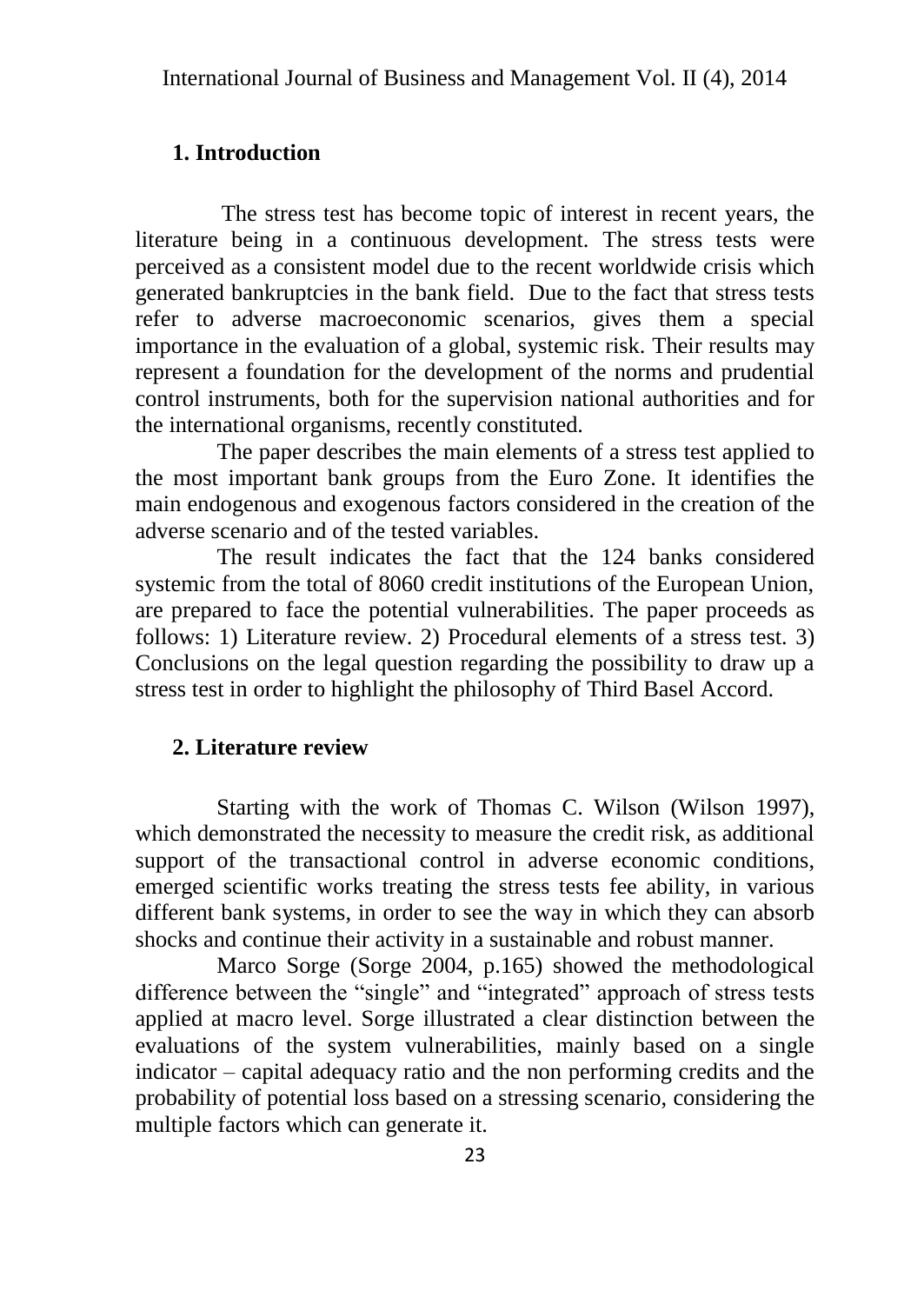## 1. Introduction

The stress test has become topic of interest in recent years, the literature being in a continuous development. The stress tests were perceived as a consistent model due to the recent worldwide crisis which generated bankruptcies in the bank field. Due to the fact that stress tests refer to adverse macroeconomic scenarios, gives them a special importance in the evaluation of a global, systemic risk. Their results may represent a foundation for the development of the norms and prudential control instruments, both for the supervision national authorities and for the international organisms, recently constituted.

The paper describes the main elements of a stress test applied to the most important bank groups from the Euro Zone. It identifies the main endogenous and exogenous factors considered in the creation of the adverse scenario and of the tested variables.

The result indicates the fact that the 124 banks considered systemic from the total of 8060 credit institutions of the European Union, are prepared to face the potential vulnerabilities. The paper proceeds as follows: 1) Literature review. 2) Procedural elements of a stress test. 3) Conclusions on the legal question regarding the possibility to draw up a stress test in order to highlight the philosophy of Third Basel Accord.

## 2. Literature review

Starting with the work of Thomas C. Wilson (Wilson 1997), which demonstrated the necessity to measure the credit risk, as additional support of the transactional control in adverse economic conditions, emerged scientific works treating the stress tests fee ability, in various different bank systems, in order to see the way in which they can absorb shocks and continue their activity in a sustainable and robust manner.

Marco Sorge (Sorge 2004, p.165) showed the methodological difference between the "single" and "integrated" approach of stress tests applied at macro level. Sorge illustrated a clear distinction between the evaluations of the system vulnerabilities, mainly based on a single indicator – capital adequacy ratio and the non performing credits and the probability of potential loss based on a stressing scenario, considering the multiple factors which can generate it.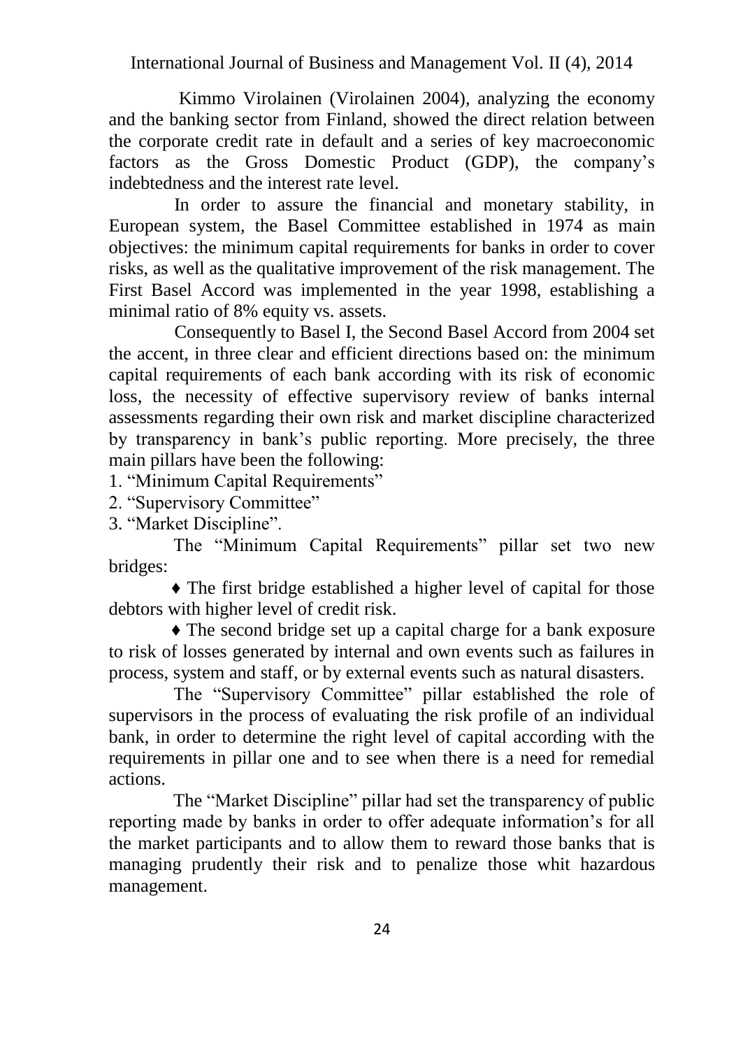Kimmo Virolainen (Virolainen 2004), analyzing the economy and the banking sector from Finland, showed the direct relation between the corporate credit rate in default and a series of key macroeconomic factors as the Gross Domestic Product (GDP), the company's indebtedness and the interest rate level.

In order to assure the financial and monetary stability, in European system, the Basel Committee established in 1974 as main objectives: the minimum capital requirements for banks in order to cover risks, as well as the qualitative improvement of the risk management. The First Basel Accord was implemented in the year 1998, establishing a minimal ratio of 8% equity vs. assets.

Consequently to Basel I, the Second Basel Accord from 2004 set the accent, in three clear and efficient directions based on: the minimum capital requirements of each bank according with its risk of economic loss, the necessity of effective supervisory review of banks internal assessments regarding their own risk and market discipline characterized by transparency in bank's public reporting. More precisely, the three main pillars have been the following:

1. "Minimum Capital Requirements"
2. "Supervisory Committee"
3. "Market Discipline".

The "Minimum Capital Requirements" pillar set two new bridges:

♦ The first bridge established a higher level of capital for those debtors with higher level of credit risk.

♦ The second bridge set up a capital charge for a bank exposure to risk of losses generated by internal and own events such as failures in process, system and staff, or by external events such as natural disasters.

The "Supervisory Committee" pillar established the role of supervisors in the process of evaluating the risk profile of an individual bank, in order to determine the right level of capital according with the requirements in pillar one and to see when there is a need for remedial actions.

The "Market Discipline" pillar had set the transparency of public reporting made by banks in order to offer adequate information's for all the market participants and to allow them to reward those banks that is managing prudently their risk and to penalize those whit hazardous management.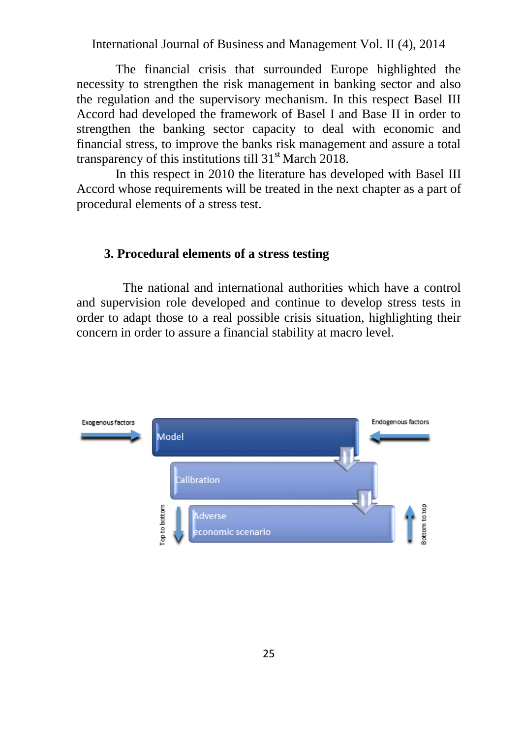The financial crisis that surrounded Europe highlighted the necessity to strengthen the risk management in banking sector and also the regulation and the supervisory mechanism. In this respect Basel III Accord had developed the framework of Basel I and Base II in order to strengthen the banking sector capacity to deal with economic and financial stress, to improve the banks risk management and assure a total transparency of this institutions till 31st March 2018.

In this respect in 2010 the literature has developed with Basel III Accord whose requirements will be treated in the next chapter as a part of procedural elements of a stress test.

## 3. Procedural elements of a stress testing

The national and international authorities which have a control and supervision role developed and continue to develop stress tests in order to adapt those to a real possible crisis situation, highlighting their concern in order to assure a financial stability at macro level.

Exogenous factors → Model ← Endogenous factors

Model → Calibration → Adverse economic scenario

Top to bottom ↓ | Bottom to top ↑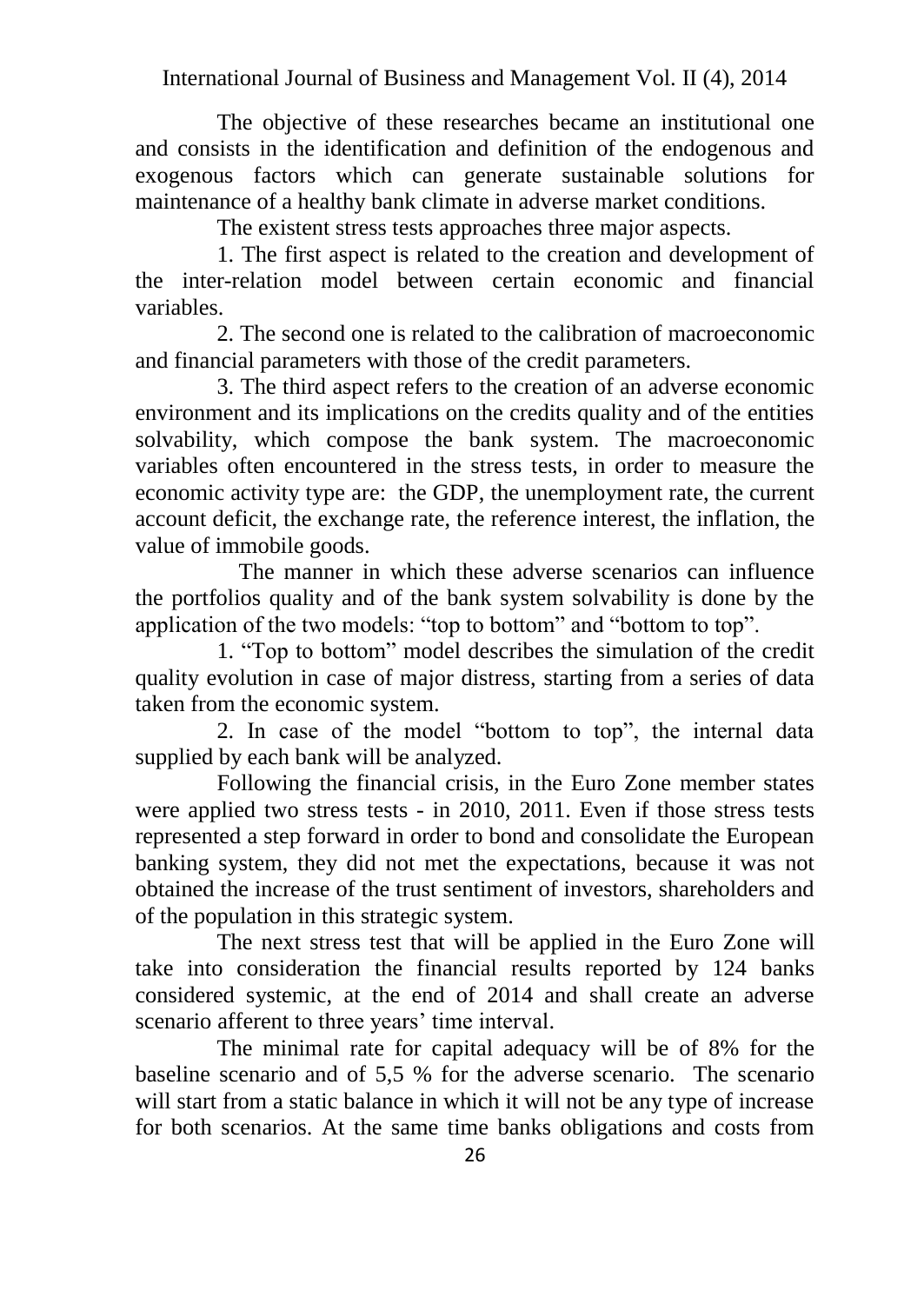The objective of these researches became an institutional one and consists in the identification and definition of the endogenous and exogenous factors which can generate sustainable solutions for maintenance of a healthy bank climate in adverse market conditions.

The existent stress tests approaches three major aspects.

1. The first aspect is related to the creation and development of the inter-relation model between certain economic and financial variables.

2. The second one is related to the calibration of macroeconomic and financial parameters with those of the credit parameters.

3. The third aspect refers to the creation of an adverse economic environment and its implications on the credits quality and of the entities solvability, which compose the bank system. The macroeconomic variables often encountered in the stress tests, in order to measure the economic activity type are: the GDP, the unemployment rate, the current account deficit, the exchange rate, the reference interest, the inflation, the value of immobile goods.

The manner in which these adverse scenarios can influence the portfolios quality and of the bank system solvability is done by the application of the two models: "top to bottom" and "bottom to top".

1. "Top to bottom" model describes the simulation of the credit quality evolution in case of major distress, starting from a series of data taken from the economic system.

2. In case of the model "bottom to top", the internal data supplied by each bank will be analyzed.

Following the financial crisis, in the Euro Zone member states were applied two stress tests - in 2010, 2011. Even if those stress tests represented a step forward in order to bond and consolidate the European banking system, they did not met the expectations, because it was not obtained the increase of the trust sentiment of investors, shareholders and of the population in this strategic system.

The next stress test that will be applied in the Euro Zone will take into consideration the financial results reported by 124 banks considered systemic, at the end of 2014 and shall create an adverse scenario afferent to three years' time interval.

The minimal rate for capital adequacy will be of 8% for the baseline scenario and of 5,5 % for the adverse scenario. The scenario will start from a static balance in which it will not be any type of increase for both scenarios. At the same time banks obligations and costs from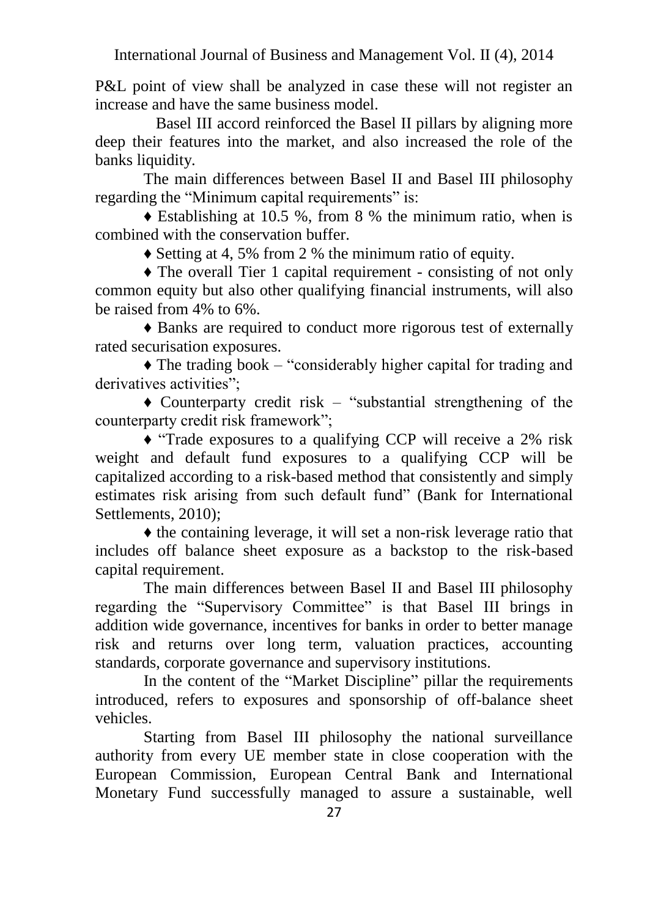P&L point of view shall be analyzed in case these will not register an increase and have the same business model.

Basel III accord reinforced the Basel II pillars by aligning more deep their features into the market, and also increased the role of the banks liquidity.

The main differences between Basel II and Basel III philosophy regarding the "Minimum capital requirements" is:

♦ Establishing at 10.5 %, from 8 % the minimum ratio, when is combined with the conservation buffer.

♦ Setting at 4, 5% from 2 % the minimum ratio of equity.

♦ The overall Tier 1 capital requirement - consisting of not only common equity but also other qualifying financial instruments, will also be raised from 4% to 6%.

♦ Banks are required to conduct more rigorous test of externally rated securisation exposures.

♦ The trading book – "considerably higher capital for trading and derivatives activities";

♦ Counterparty credit risk – "substantial strengthening of the counterparty credit risk framework";

♦ "Trade exposures to a qualifying CCP will receive a 2% risk weight and default fund exposures to a qualifying CCP will be capitalized according to a risk-based method that consistently and simply estimates risk arising from such default fund" (Bank for International Settlements, 2010);

♦ the containing leverage, it will set a non-risk leverage ratio that includes off balance sheet exposure as a backstop to the risk-based capital requirement.

The main differences between Basel II and Basel III philosophy regarding the "Supervisory Committee" is that Basel III brings in addition wide governance, incentives for banks in order to better manage risk and returns over long term, valuation practices, accounting standards, corporate governance and supervisory institutions.

In the content of the "Market Discipline" pillar the requirements introduced, refers to exposures and sponsorship of off-balance sheet vehicles.

Starting from Basel III philosophy the national surveillance authority from every UE member state in close cooperation with the European Commission, European Central Bank and International Monetary Fund successfully managed to assure a sustainable, well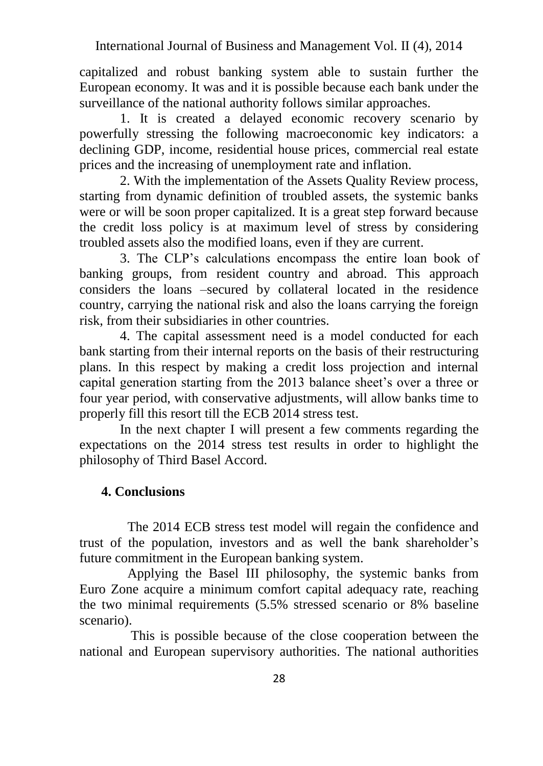capitalized and robust banking system able to sustain further the European economy. It was and it is possible because each bank under the surveillance of the national authority follows similar approaches.

1. It is created a delayed economic recovery scenario by powerfully stressing the following macroeconomic key indicators: a declining GDP, income, residential house prices, commercial real estate prices and the increasing of unemployment rate and inflation.

2. With the implementation of the Assets Quality Review process, starting from dynamic definition of troubled assets, the systemic banks were or will be soon proper capitalized. It is a great step forward because the credit loss policy is at maximum level of stress by considering troubled assets also the modified loans, even if they are current.

3. The CLP's calculations encompass the entire loan book of banking groups, from resident country and abroad. This approach considers the loans –secured by collateral located in the residence country, carrying the national risk and also the loans carrying the foreign risk, from their subsidiaries in other countries.

4. The capital assessment need is a model conducted for each bank starting from their internal reports on the basis of their restructuring plans. In this respect by making a credit loss projection and internal capital generation starting from the 2013 balance sheet's over a three or four year period, with conservative adjustments, will allow banks time to properly fill this resort till the ECB 2014 stress test.

In the next chapter I will present a few comments regarding the expectations on the 2014 stress test results in order to highlight the philosophy of Third Basel Accord.

## 4. Conclusions

The 2014 ECB stress test model will regain the confidence and trust of the population, investors and as well the bank shareholder's future commitment in the European banking system.

Applying the Basel III philosophy, the systemic banks from Euro Zone acquire a minimum comfort capital adequacy rate, reaching the two minimal requirements (5.5% stressed scenario or 8% baseline scenario).

This is possible because of the close cooperation between the national and European supervisory authorities. The national authorities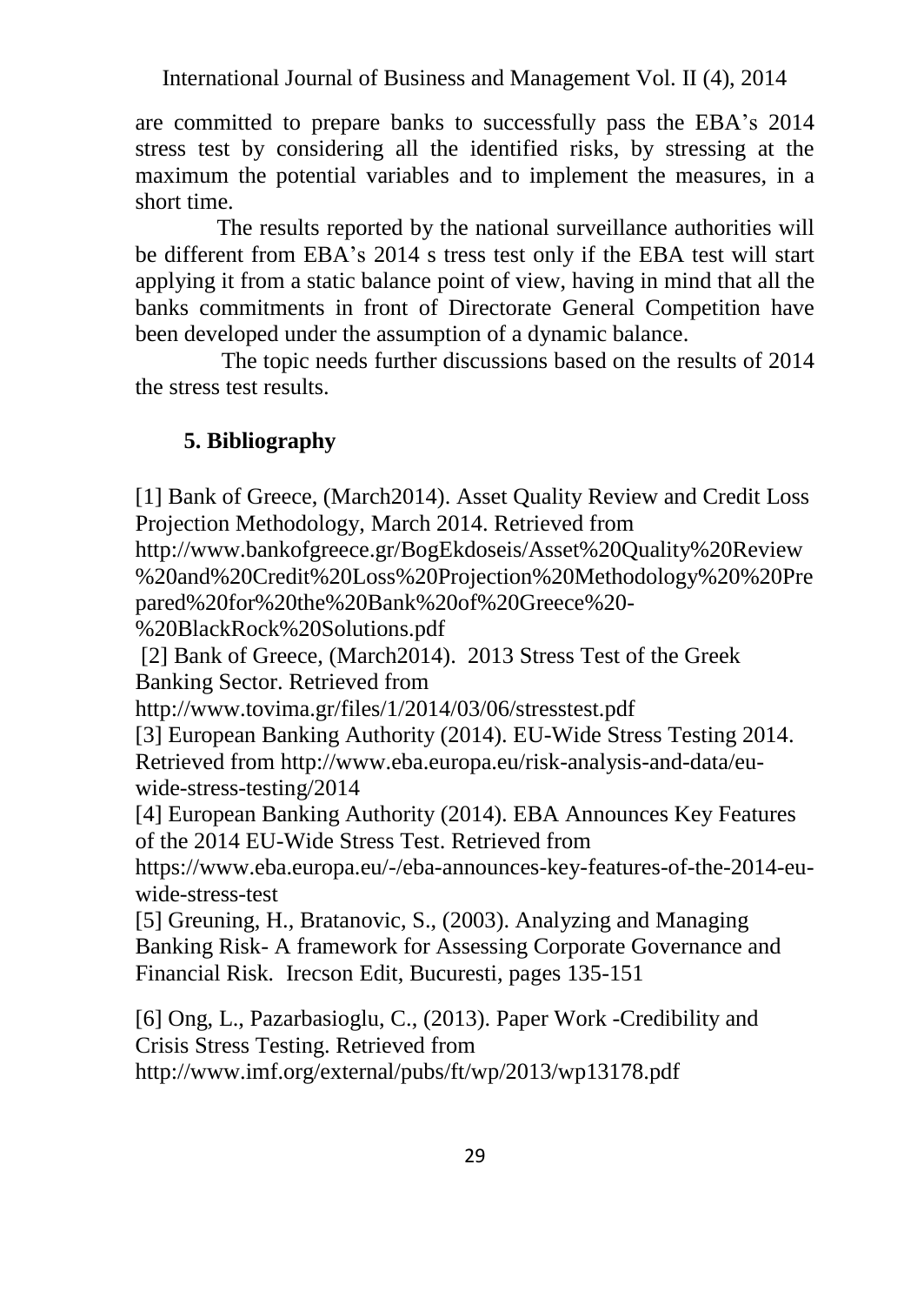are committed to prepare banks to successfully pass the EBA's 2014 stress test by considering all the identified risks, by stressing at the maximum the potential variables and to implement the measures, in a short time.

The results reported by the national surveillance authorities will be different from EBA's 2014 s tress test only if the EBA test will start applying it from a static balance point of view, having in mind that all the banks commitments in front of Directorate General Competition have been developed under the assumption of a dynamic balance.

The topic needs further discussions based on the results of 2014 the stress test results.

## 5. Bibliography

[1] Bank of Greece, (March2014). Asset Quality Review and Credit Loss Projection Methodology, March 2014. Retrieved from http://www.bankofgreece.gr/BogEkdoseis/Asset%20Quality%20Review%20and%20Credit%20Loss%20Projection%20Methodology%20%20Prepared%20for%20the%20Bank%20of%20Greece%20-%20BlackRock%20Solutions.pdf

[2] Bank of Greece, (March2014). 2013 Stress Test of the Greek Banking Sector. Retrieved from http://www.tovima.gr/files/1/2014/03/06/stresstest.pdf

[3] European Banking Authority (2014). EU-Wide Stress Testing 2014. Retrieved from http://www.eba.europa.eu/risk-analysis-and-data/eu-wide-stress-testing/2014

[4] European Banking Authority (2014). EBA Announces Key Features of the 2014 EU-Wide Stress Test. Retrieved from https://www.eba.europa.eu/-/eba-announces-key-features-of-the-2014-eu-wide-stress-test

[5] Greuning, H., Bratanovic, S., (2003). Analyzing and Managing Banking Risk- A framework for Assessing Corporate Governance and Financial Risk. Irecson Edit, Bucuresti, pages 135-151

[6] Ong, L., Pazarbasioglu, C., (2013). Paper Work -Credibility and Crisis Stress Testing. Retrieved from http://www.imf.org/external/pubs/ft/wp/2013/wp13178.pdf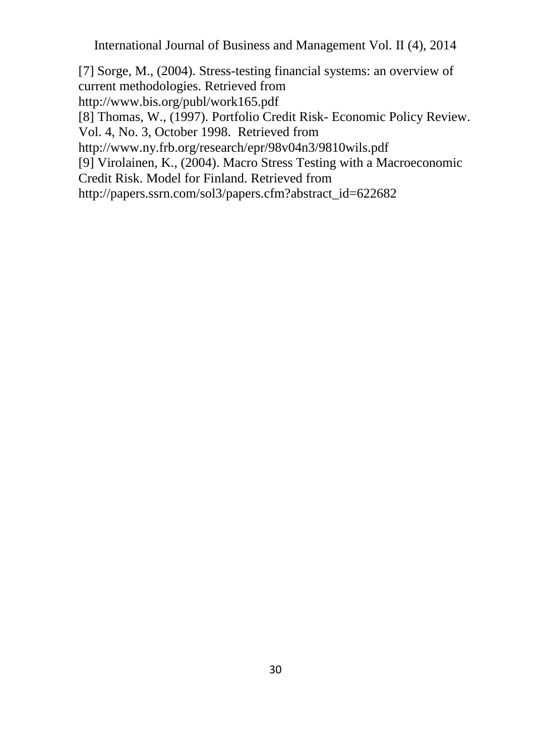[7] Sorge, M., (2004). Stress-testing financial systems: an overview of current methodologies. Retrieved from http://www.bis.org/publ/work165.pdf

[8] Thomas, W., (1997). Portfolio Credit Risk- Economic Policy Review. Vol. 4, No. 3, October 1998. Retrieved from http://www.ny.frb.org/research/epr/98v04n3/9810wils.pdf

[9] Virolainen, K., (2004). Macro Stress Testing with a Macroeconomic Credit Risk. Model for Finland. Retrieved from http://papers.ssrn.com/sol3/papers.cfm?abstract_id=622682